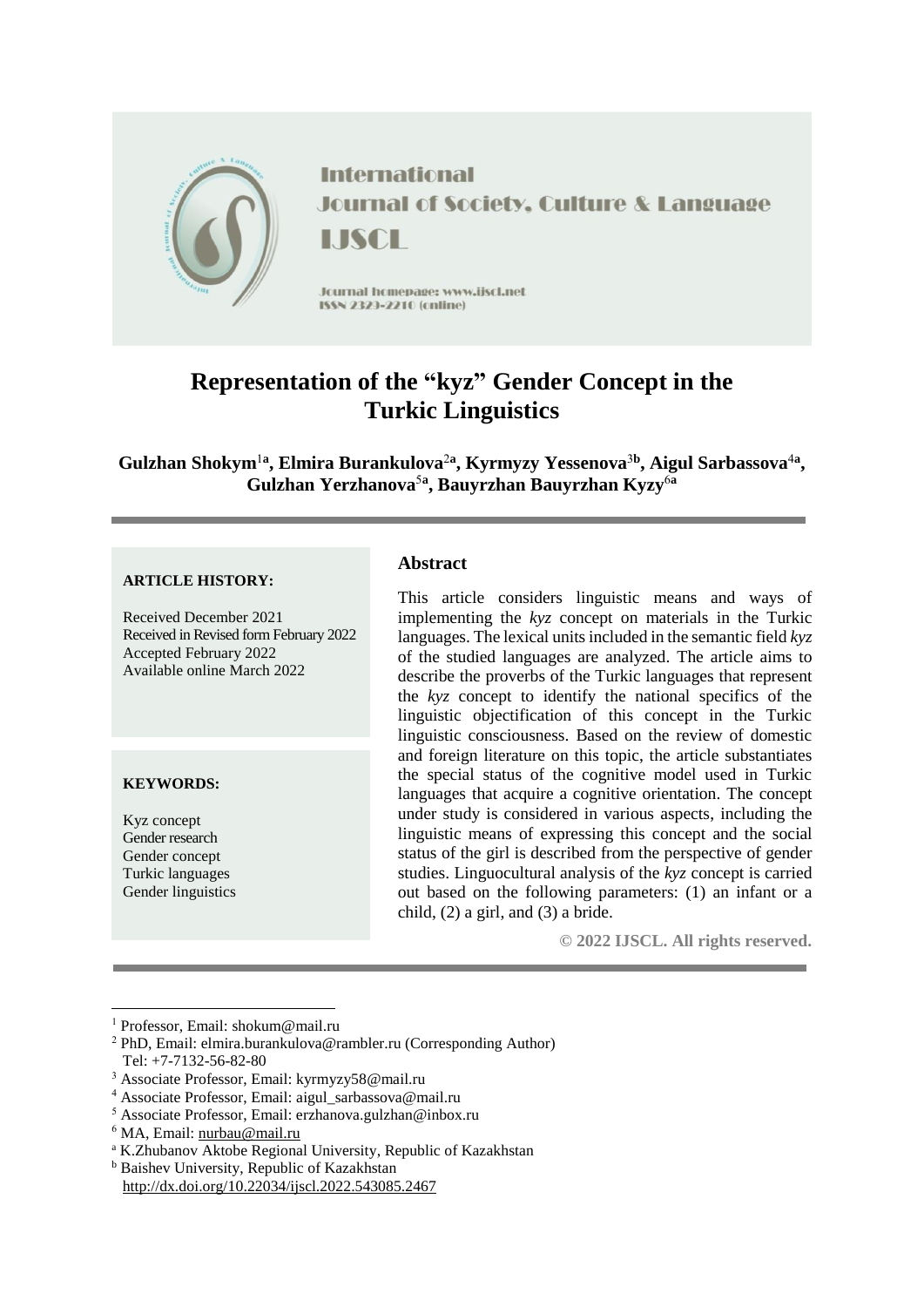International Journal of Society, Culture & Language

IJSCL

Journal homepage: www.ijscl.net

ISSN 2329-2210 (online)

# Representation of the "kyz" Gender Concept in the Turkic Linguistics

**Gulzhan Shokym[1a], Elmira Burankulova[2a], Kyrmyzy Yessenova[3b], Aigul Sarbassova[4a], Gulzhan Yerzhanova[5a], Bauyrzhan Bauyrzhan Kyzy[6a]**

---

**ARTICLE HISTORY:**

Received December 2021
Received in Revised form February 2022
Accepted February 2022
Available online March 2022

**KEYWORDS:**

Kyz concept
Gender research
Gender concept
Turkic languages
Gender linguistics

## Abstract

This article considers linguistic means and ways of implementing the *kyz* concept on materials in the Turkic languages. The lexical units included in the semantic field *kyz* of the studied languages are analyzed. The article aims to describe the proverbs of the Turkic languages that represent the *kyz* concept to identify the national specifics of the linguistic objectification of this concept in the Turkic linguistic consciousness. Based on the review of domestic and foreign literature on this topic, the article substantiates the special status of the cognitive model used in Turkic languages that acquire a cognitive orientation. The concept under study is considered in various aspects, including the linguistic means of expressing this concept and the social status of the girl is described from the perspective of gender studies. Linguocultural analysis of the *kyz* concept is carried out based on the following parameters: (1) an infant or a child, (2) a girl, and (3) a bride.

**© 2022 IJSCL. All rights reserved.**

---

[1] Professor, Email: shokum@mail.ru
[2] PhD, Email: elmira.burankulova@rambler.ru (Corresponding Author)
Tel: +7-7132-56-82-80
[3] Associate Professor, Email: kyrmyzy58@mail.ru
[4] Associate Professor, Email: aigul_sarbassova@mail.ru
[5] Associate Professor, Email: erzhanova.gulzhan@inbox.ru
[6] MA, Email: nurbau@mail.ru
[a] K.Zhubanov Aktobe Regional University, Republic of Kazakhstan
[b] Baishev University, Republic of Kazakhstan
http://dx.doi.org/10.22034/ijscl.2022.543085.2467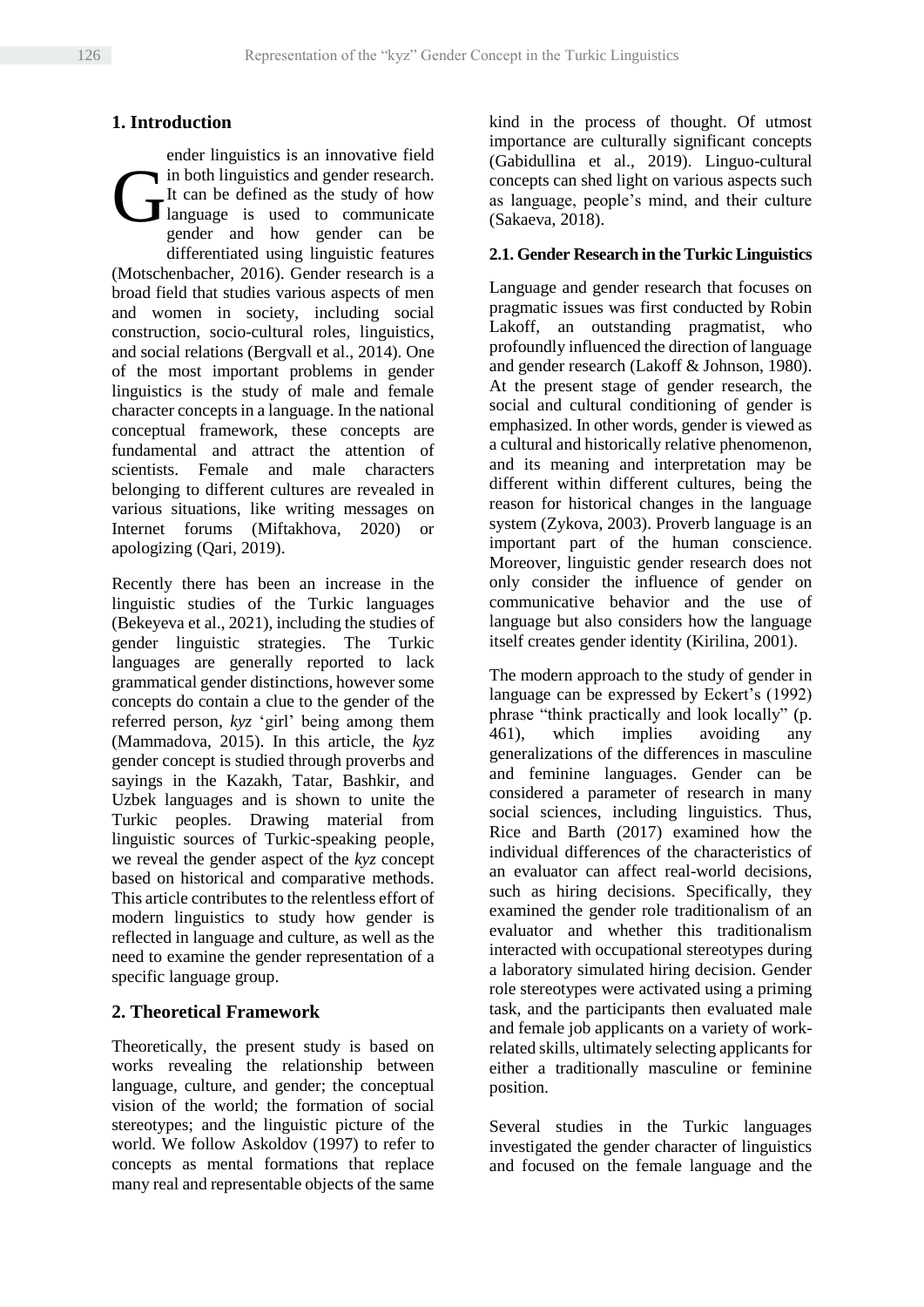## 1. Introduction

Gender linguistics is an innovative field in both linguistics and gender research. It can be defined as the study of how language is used to communicate gender and how gender can be differentiated using linguistic features (Motschenbacher, 2016). Gender research is a broad field that studies various aspects of men and women in society, including social construction, socio-cultural roles, linguistics, and social relations (Bergvall et al., 2014). One of the most important problems in gender linguistics is the study of male and female character concepts in a language. In the national conceptual framework, these concepts are fundamental and attract the attention of scientists. Female and male characters belonging to different cultures are revealed in various situations, like writing messages on Internet forums (Miftakhova, 2020) or apologizing (Qari, 2019).

Recently there has been an increase in the linguistic studies of the Turkic languages (Bekeyeva et al., 2021), including the studies of gender linguistic strategies. The Turkic languages are generally reported to lack grammatical gender distinctions, however some concepts do contain a clue to the gender of the referred person, *kyz* 'girl' being among them (Mammadova, 2015). In this article, the *kyz* gender concept is studied through proverbs and sayings in the Kazakh, Tatar, Bashkir, and Uzbek languages and is shown to unite the Turkic peoples. Drawing material from linguistic sources of Turkic-speaking people, we reveal the gender aspect of the *kyz* concept based on historical and comparative methods. This article contributes to the relentless effort of modern linguistics to study how gender is reflected in language and culture, as well as the need to examine the gender representation of a specific language group.

## 2. Theoretical Framework

Theoretically, the present study is based on works revealing the relationship between language, culture, and gender; the conceptual vision of the world; the formation of social stereotypes; and the linguistic picture of the world. We follow Askoldov (1997) to refer to concepts as mental formations that replace many real and representable objects of the same kind in the process of thought. Of utmost importance are culturally significant concepts (Gabidullina et al., 2019). Linguo-cultural concepts can shed light on various aspects such as language, people's mind, and their culture (Sakaeva, 2018).

### 2.1. Gender Research in the Turkic Linguistics

Language and gender research that focuses on pragmatic issues was first conducted by Robin Lakoff, an outstanding pragmatist, who profoundly influenced the direction of language and gender research (Lakoff & Johnson, 1980). At the present stage of gender research, the social and cultural conditioning of gender is emphasized. In other words, gender is viewed as a cultural and historically relative phenomenon, and its meaning and interpretation may be different within different cultures, being the reason for historical changes in the language system (Zykova, 2003). Proverb language is an important part of the human conscience. Moreover, linguistic gender research does not only consider the influence of gender on communicative behavior and the use of language but also considers how the language itself creates gender identity (Kirilina, 2001).

The modern approach to the study of gender in language can be expressed by Eckert's (1992) phrase "think practically and look locally" (p. 461), which implies avoiding any generalizations of the differences in masculine and feminine languages. Gender can be considered a parameter of research in many social sciences, including linguistics. Thus, Rice and Barth (2017) examined how the individual differences of the characteristics of an evaluator can affect real-world decisions, such as hiring decisions. Specifically, they examined the gender role traditionalism of an evaluator and whether this traditionalism interacted with occupational stereotypes during a laboratory simulated hiring decision. Gender role stereotypes were activated using a priming task, and the participants then evaluated male and female job applicants on a variety of work-related skills, ultimately selecting applicants for either a traditionally masculine or feminine position.

Several studies in the Turkic languages investigated the gender character of linguistics and focused on the female language and the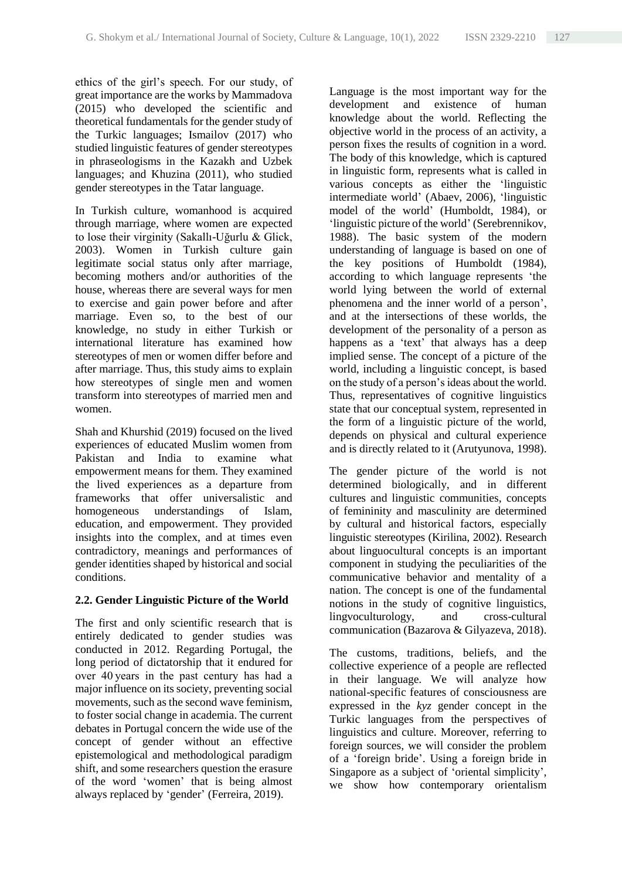ethics of the girl's speech. For our study, of great importance are the works by Mammadova (2015) who developed the scientific and theoretical fundamentals for the gender study of the Turkic languages; Ismailov (2017) who studied linguistic features of gender stereotypes in phraseologisms in the Kazakh and Uzbek languages; and Khuzina (2011), who studied gender stereotypes in the Tatar language.

In Turkish culture, womanhood is acquired through marriage, where women are expected to lose their virginity (Sakallı-Uğurlu & Glick, 2003). Women in Turkish culture gain legitimate social status only after marriage, becoming mothers and/or authorities of the house, whereas there are several ways for men to exercise and gain power before and after marriage. Even so, to the best of our knowledge, no study in either Turkish or international literature has examined how stereotypes of men or women differ before and after marriage. Thus, this study aims to explain how stereotypes of single men and women transform into stereotypes of married men and women.

Shah and Khurshid (2019) focused on the lived experiences of educated Muslim women from Pakistan and India to examine what empowerment means for them. They examined the lived experiences as a departure from frameworks that offer universalistic and homogeneous understandings of Islam, education, and empowerment. They provided insights into the complex, and at times even contradictory, meanings and performances of gender identities shaped by historical and social conditions.

## 2.2. Gender Linguistic Picture of the World

The first and only scientific research that is entirely dedicated to gender studies was conducted in 2012. Regarding Portugal, the long period of dictatorship that it endured for over 40 years in the past century has had a major influence on its society, preventing social movements, such as the second wave feminism, to foster social change in academia. The current debates in Portugal concern the wide use of the concept of gender without an effective epistemological and methodological paradigm shift, and some researchers question the erasure of the word 'women' that is being almost always replaced by 'gender' (Ferreira, 2019).

Language is the most important way for the development and existence of human knowledge about the world. Reflecting the objective world in the process of an activity, a person fixes the results of cognition in a word. The body of this knowledge, which is captured in linguistic form, represents what is called in various concepts as either the 'linguistic intermediate world' (Abaev, 2006), 'linguistic model of the world' (Humboldt, 1984), or 'linguistic picture of the world' (Serebrennikov, 1988). The basic system of the modern understanding of language is based on one of the key positions of Humboldt (1984), according to which language represents 'the world lying between the world of external phenomena and the inner world of a person', and at the intersections of these worlds, the development of the personality of a person as happens as a 'text' that always has a deep implied sense. The concept of a picture of the world, including a linguistic concept, is based on the study of a person's ideas about the world. Thus, representatives of cognitive linguistics state that our conceptual system, represented in the form of a linguistic picture of the world, depends on physical and cultural experience and is directly related to it (Arutyunova, 1998).

The gender picture of the world is not determined biologically, and in different cultures and linguistic communities, concepts of femininity and masculinity are determined by cultural and historical factors, especially linguistic stereotypes (Kirilina, 2002). Research about linguocultural concepts is an important component in studying the peculiarities of the communicative behavior and mentality of a nation. The concept is one of the fundamental notions in the study of cognitive linguistics, lingvoculturology, and cross-cultural communication (Bazarova & Gilyazeva, 2018).

The customs, traditions, beliefs, and the collective experience of a people are reflected in their language. We will analyze how national-specific features of consciousness are expressed in the *kyz* gender concept in the Turkic languages from the perspectives of linguistics and culture. Moreover, referring to foreign sources, we will consider the problem of a 'foreign bride'. Using a foreign bride in Singapore as a subject of 'oriental simplicity', we show how contemporary orientalism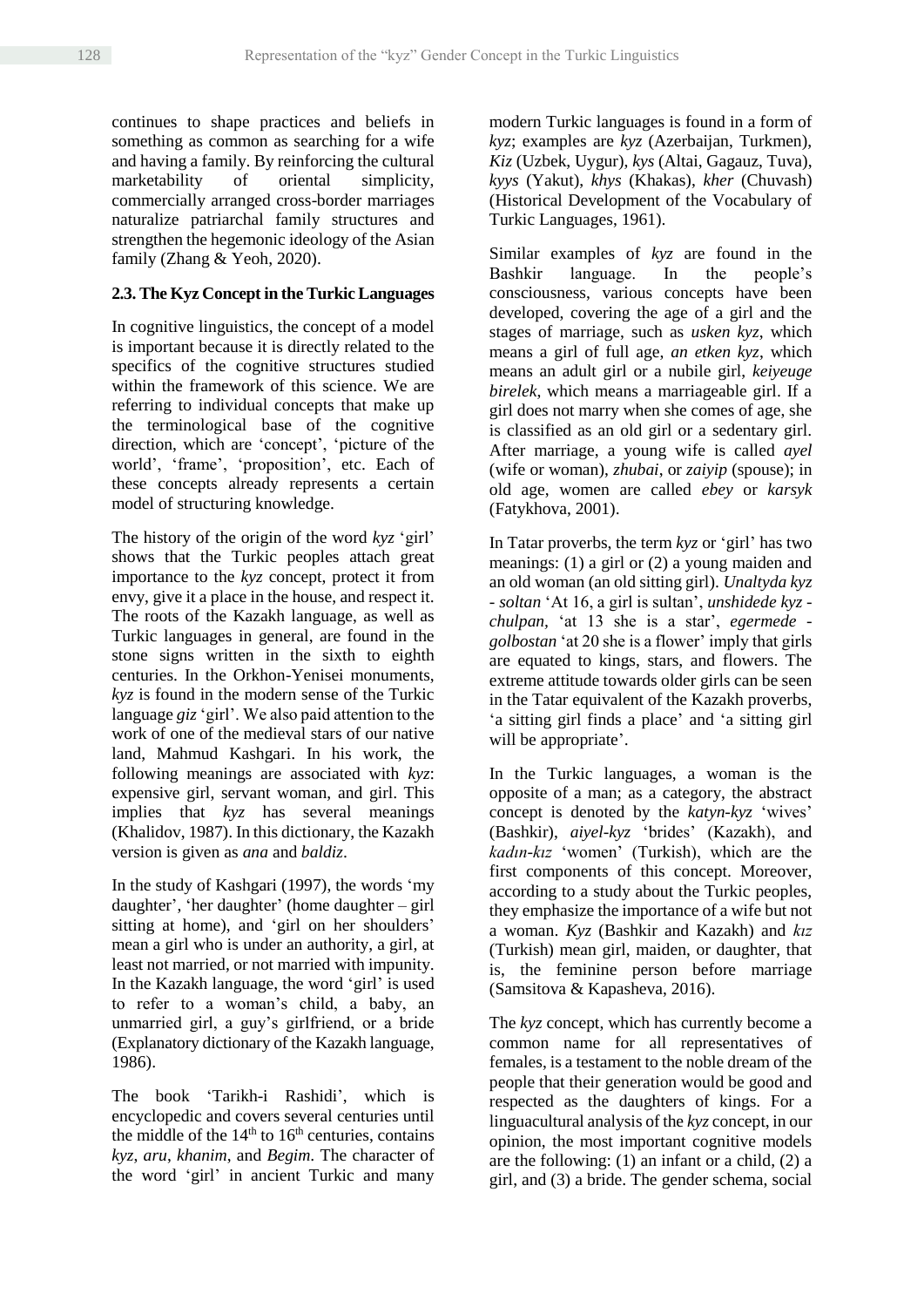continues to shape practices and beliefs in something as common as searching for a wife and having a family. By reinforcing the cultural marketability of oriental simplicity, commercially arranged cross-border marriages naturalize patriarchal family structures and strengthen the hegemonic ideology of the Asian family (Zhang & Yeoh, 2020).

### 2.3. The Kyz Concept in the Turkic Languages

In cognitive linguistics, the concept of a model is important because it is directly related to the specifics of the cognitive structures studied within the framework of this science. We are referring to individual concepts that make up the terminological base of the cognitive direction, which are 'concept', 'picture of the world', 'frame', 'proposition', etc. Each of these concepts already represents a certain model of structuring knowledge.

The history of the origin of the word *kyz* 'girl' shows that the Turkic peoples attach great importance to the *kyz* concept, protect it from envy, give it a place in the house, and respect it. The roots of the Kazakh language, as well as Turkic languages in general, are found in the stone signs written in the sixth to eighth centuries. In the Orkhon-Yenisei monuments, *kyz* is found in the modern sense of the Turkic language *giz* 'girl'. We also paid attention to the work of one of the medieval stars of our native land, Mahmud Kashgari. In his work, the following meanings are associated with *kyz*: expensive girl, servant woman, and girl. This implies that *kyz* has several meanings (Khalidov, 1987). In this dictionary, the Kazakh version is given as *ana* and *baldiz*.

In the study of Kashgari (1997), the words 'my daughter', 'her daughter' (home daughter – girl sitting at home), and 'girl on her shoulders' mean a girl who is under an authority, a girl, at least not married, or not married with impunity. In the Kazakh language, the word 'girl' is used to refer to a woman's child, a baby, an unmarried girl, a guy's girlfriend, or a bride (Explanatory dictionary of the Kazakh language, 1986).

The book 'Tarikh-i Rashidi', which is encyclopedic and covers several centuries until the middle of the 14th to 16th centuries, contains *kyz*, *aru*, *khanim*, and *Begim*. The character of the word 'girl' in ancient Turkic and many modern Turkic languages is found in a form of *kyz*; examples are *kyz* (Azerbaijan, Turkmen), *Kiz* (Uzbek, Uygur), *kys* (Altai, Gagauz, Tuva), *kyys* (Yakut), *khys* (Khakas), *kher* (Chuvash) (Historical Development of the Vocabulary of Turkic Languages, 1961).

Similar examples of *kyz* are found in the Bashkir language. In the people's consciousness, various concepts have been developed, covering the age of a girl and the stages of marriage, such as *usken kyz*, which means a girl of full age, *an etken kyz*, which means an adult girl or a nubile girl, *keiyeuge birelek*, which means a marriageable girl. If a girl does not marry when she comes of age, she is classified as an old girl or a sedentary girl. After marriage, a young wife is called *ayel* (wife or woman), *zhubai*, or *zaiyip* (spouse); in old age, women are called *ebey* or *karsyk* (Fatykhova, 2001).

In Tatar proverbs, the term *kyz* or 'girl' has two meanings: (1) a girl or (2) a young maiden and an old woman (an old sitting girl). *Unaltyda kyz - soltan* 'At 16, a girl is sultan', *unshidede kyz - chulpan*, 'at 13 she is a star', *egermede - golbostan* 'at 20 she is a flower' imply that girls are equated to kings, stars, and flowers. The extreme attitude towards older girls can be seen in the Tatar equivalent of the Kazakh proverbs, 'a sitting girl finds a place' and 'a sitting girl will be appropriate'.

In the Turkic languages, a woman is the opposite of a man; as a category, the abstract concept is denoted by the *katyn-kyz* 'wives' (Bashkir), *aiyel-kyz* 'brides' (Kazakh), and *kadın-kız* 'women' (Turkish), which are the first components of this concept. Moreover, according to a study about the Turkic peoples, they emphasize the importance of a wife but not a woman. *Kyz* (Bashkir and Kazakh) and *kız* (Turkish) mean girl, maiden, or daughter, that is, the feminine person before marriage (Samsitova & Kapasheva, 2016).

The *kyz* concept, which has currently become a common name for all representatives of females, is a testament to the noble dream of the people that their generation would be good and respected as the daughters of kings. For a linguacultural analysis of the *kyz* concept, in our opinion, the most important cognitive models are the following: (1) an infant or a child, (2) a girl, and (3) a bride. The gender schema, social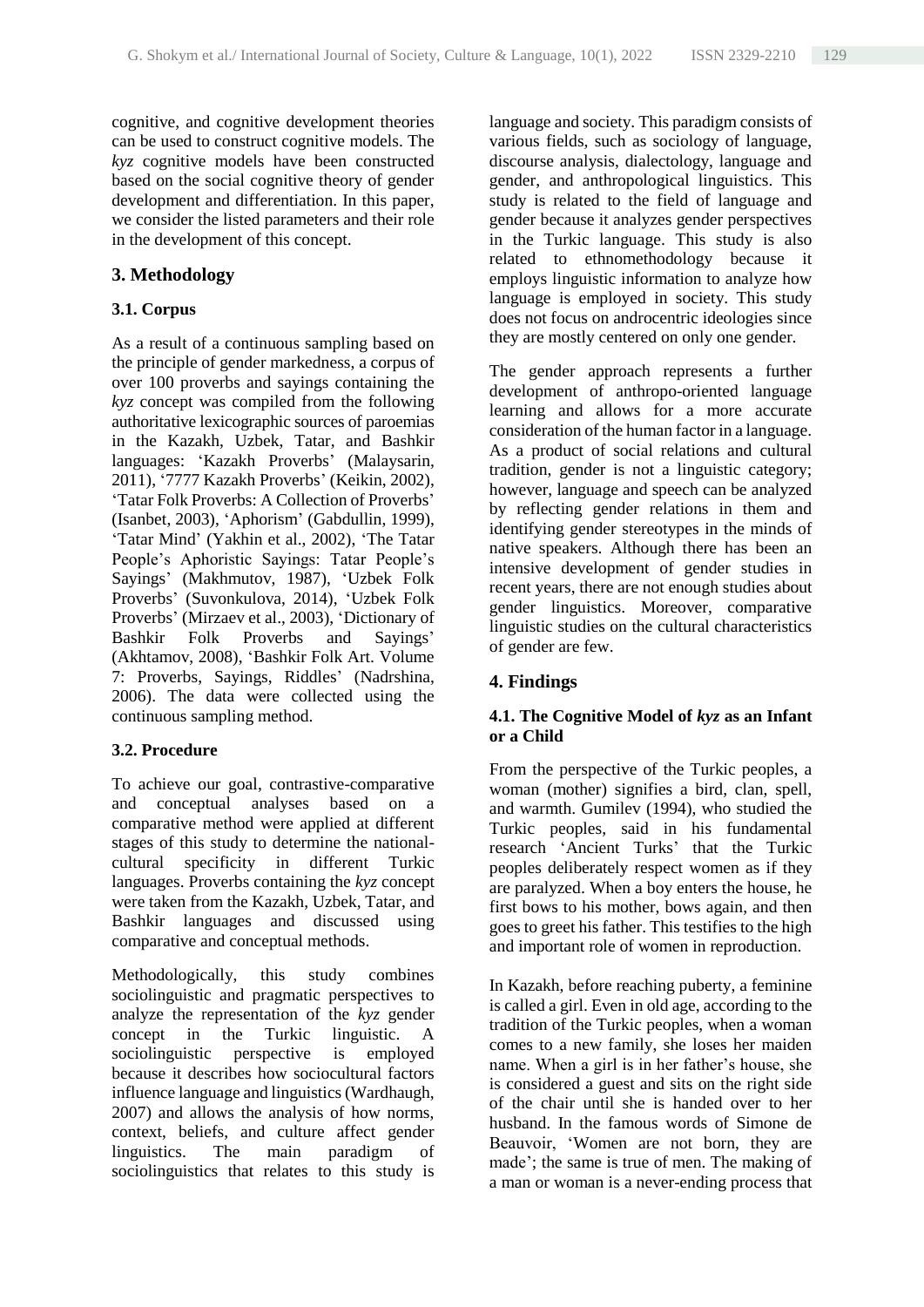cognitive, and cognitive development theories can be used to construct cognitive models. The *kyz* cognitive models have been constructed based on the social cognitive theory of gender development and differentiation. In this paper, we consider the listed parameters and their role in the development of this concept.

## 3. Methodology

### 3.1. Corpus

As a result of a continuous sampling based on the principle of gender markedness, a corpus of over 100 proverbs and sayings containing the *kyz* concept was compiled from the following authoritative lexicographic sources of paroemias in the Kazakh, Uzbek, Tatar, and Bashkir languages: 'Kazakh Proverbs' (Malaysarin, 2011), '7777 Kazakh Proverbs' (Keikin, 2002), 'Tatar Folk Proverbs: A Collection of Proverbs' (Isanbet, 2003), 'Aphorism' (Gabdullin, 1999), 'Tatar Mind' (Yakhin et al., 2002), 'The Tatar People's Aphoristic Sayings: Tatar People's Sayings' (Makhmutov, 1987), 'Uzbek Folk Proverbs' (Suvonkulova, 2014), 'Uzbek Folk Proverbs' (Mirzaev et al., 2003), 'Dictionary of Bashkir Folk Proverbs and Sayings' (Akhtamov, 2008), 'Bashkir Folk Art. Volume 7: Proverbs, Sayings, Riddles' (Nadrshina, 2006). The data were collected using the continuous sampling method.

### 3.2. Procedure

To achieve our goal, contrastive-comparative and conceptual analyses based on a comparative method were applied at different stages of this study to determine the national-cultural specificity in different Turkic languages. Proverbs containing the *kyz* concept were taken from the Kazakh, Uzbek, Tatar, and Bashkir languages and discussed using comparative and conceptual methods.

Methodologically, this study combines sociolinguistic and pragmatic perspectives to analyze the representation of the *kyz* gender concept in the Turkic linguistic. A sociolinguistic perspective is employed because it describes how sociocultural factors influence language and linguistics (Wardhaugh, 2007) and allows the analysis of how norms, context, beliefs, and culture affect gender linguistics. The main paradigm of sociolinguistics that relates to this study is language and society. This paradigm consists of various fields, such as sociology of language, discourse analysis, dialectology, language and gender, and anthropological linguistics. This study is related to the field of language and gender because it analyzes gender perspectives in the Turkic language. This study is also related to ethnomethodology because it employs linguistic information to analyze how language is employed in society. This study does not focus on androcentric ideologies since they are mostly centered on only one gender.

The gender approach represents a further development of anthropo-oriented language learning and allows for a more accurate consideration of the human factor in a language. As a product of social relations and cultural tradition, gender is not a linguistic category; however, language and speech can be analyzed by reflecting gender relations in them and identifying gender stereotypes in the minds of native speakers. Although there has been an intensive development of gender studies in recent years, there are not enough studies about gender linguistics. Moreover, comparative linguistic studies on the cultural characteristics of gender are few.

## 4. Findings

### 4.1. The Cognitive Model of *kyz* as an Infant or a Child

From the perspective of the Turkic peoples, a woman (mother) signifies a bird, clan, spell, and warmth. Gumilev (1994), who studied the Turkic peoples, said in his fundamental research 'Ancient Turks' that the Turkic peoples deliberately respect women as if they are paralyzed. When a boy enters the house, he first bows to his mother, bows again, and then goes to greet his father. This testifies to the high and important role of women in reproduction.

In Kazakh, before reaching puberty, a feminine is called a girl. Even in old age, according to the tradition of the Turkic peoples, when a woman comes to a new family, she loses her maiden name. When a girl is in her father's house, she is considered a guest and sits on the right side of the chair until she is handed over to her husband. In the famous words of Simone de Beauvoir, 'Women are not born, they are made'; the same is true of men. The making of a man or woman is a never-ending process that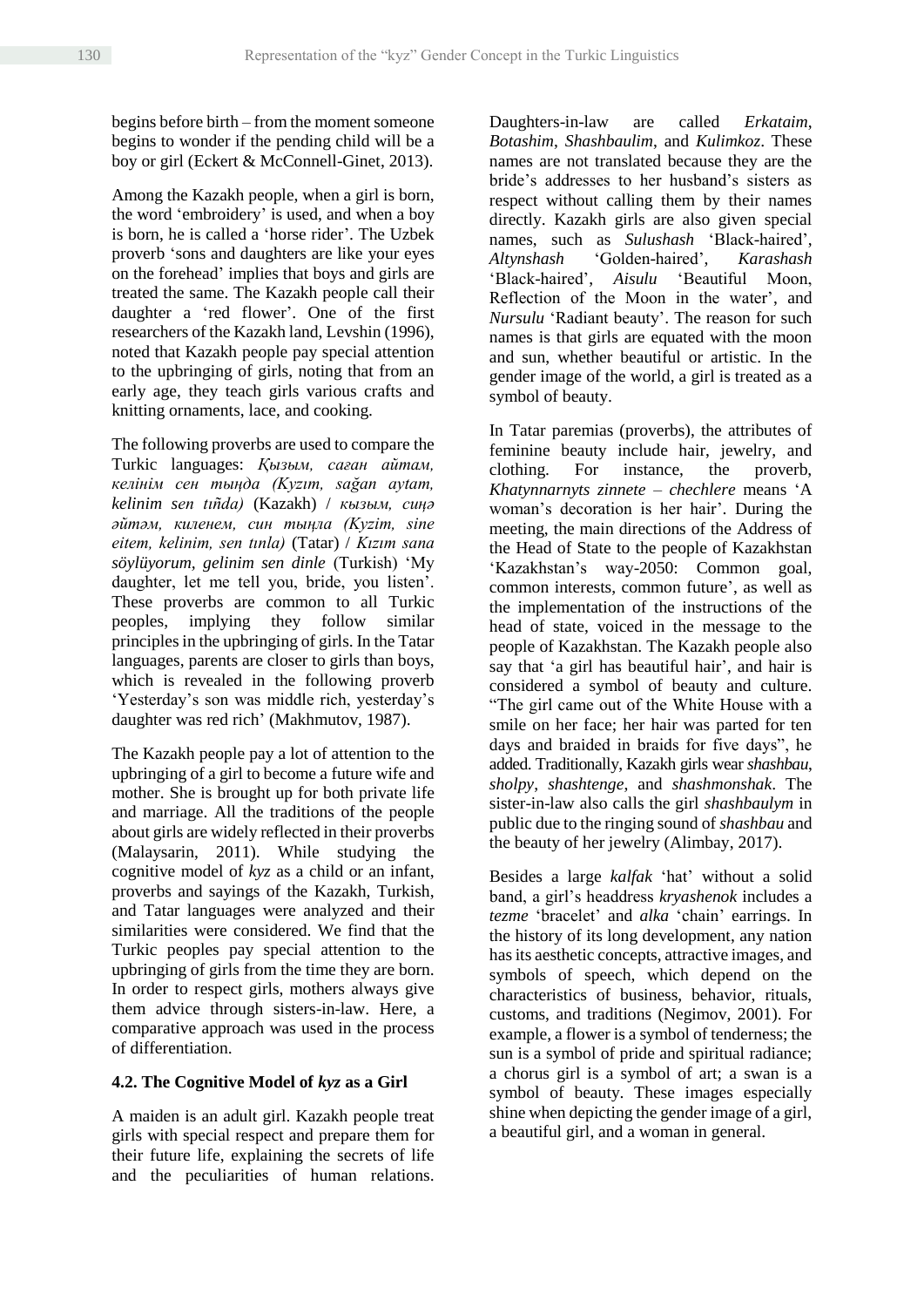begins before birth – from the moment someone begins to wonder if the pending child will be a boy or girl (Eckert & McConnell-Ginet, 2013).

Among the Kazakh people, when a girl is born, the word 'embroidery' is used, and when a boy is born, he is called a 'horse rider'. The Uzbek proverb 'sons and daughters are like your eyes on the forehead' implies that boys and girls are treated the same. The Kazakh people call their daughter a 'red flower'. One of the first researchers of the Kazakh land, Levshin (1996), noted that Kazakh people pay special attention to the upbringing of girls, noting that from an early age, they teach girls various crafts and knitting ornaments, lace, and cooking.

The following proverbs are used to compare the Turkic languages: *Қызым, саған айтам, келінім сен тыңда (Kyzım, sağan aytam, kelinim sen tıñda)* (Kazakh) / *кызым, сиңә әйтәм, киленем, син тыңла (Kyzim, sine eitem, kelinim, sen tınla)* (Tatar) / *Kızım sana söylüyorum, gelinim sen dinle* (Turkish) 'My daughter, let me tell you, bride, you listen'. These proverbs are common to all Turkic peoples, implying they follow similar principles in the upbringing of girls. In the Tatar languages, parents are closer to girls than boys, which is revealed in the following proverb 'Yesterday's son was middle rich, yesterday's daughter was red rich' (Makhmutov, 1987).

The Kazakh people pay a lot of attention to the upbringing of a girl to become a future wife and mother. She is brought up for both private life and marriage. All the traditions of the people about girls are widely reflected in their proverbs (Malaysarin, 2011). While studying the cognitive model of *kyz* as a child or an infant, proverbs and sayings of the Kazakh, Turkish, and Tatar languages were analyzed and their similarities were considered. We find that the Turkic peoples pay special attention to the upbringing of girls from the time they are born. In order to respect girls, mothers always give them advice through sisters-in-law. Here, a comparative approach was used in the process of differentiation.

### 4.2. The Cognitive Model of *kyz* as a Girl

A maiden is an adult girl. Kazakh people treat girls with special respect and prepare them for their future life, explaining the secrets of life and the peculiarities of human relations. Daughters-in-law are called *Erkataim*, *Botashim*, *Shashbaulim*, and *Kulimkoz*. These names are not translated because they are the bride's addresses to her husband's sisters as respect without calling them by their names directly. Kazakh girls are also given special names, such as *Sulushash* 'Black-haired', *Altynshash* 'Golden-haired', *Karashash* 'Black-haired', *Aisulu* 'Beautiful Moon, Reflection of the Moon in the water', and *Nursulu* 'Radiant beauty'. The reason for such names is that girls are equated with the moon and sun, whether beautiful or artistic. In the gender image of the world, a girl is treated as a symbol of beauty.

In Tatar paremias (proverbs), the attributes of feminine beauty include hair, jewelry, and clothing. For instance, the proverb, *Khatynnarnyts zinnete – chechlere* means 'A woman's decoration is her hair'. During the meeting, the main directions of the Address of the Head of State to the people of Kazakhstan 'Kazakhstan's way-2050: Common goal, common interests, common future', as well as the implementation of the instructions of the head of state, voiced in the message to the people of Kazakhstan. The Kazakh people also say that 'a girl has beautiful hair', and hair is considered a symbol of beauty and culture. "The girl came out of the White House with a smile on her face; her hair was parted for ten days and braided in braids for five days", he added. Traditionally, Kazakh girls wear *shashbau*, *sholpy*, *shashtenge*, and *shashmonshak*. The sister-in-law also calls the girl *shashbaulym* in public due to the ringing sound of *shashbau* and the beauty of her jewelry (Alimbay, 2017).

Besides a large *kalfak* 'hat' without a solid band, a girl's headdress *kryashenok* includes a *tezme* 'bracelet' and *alka* 'chain' earrings. In the history of its long development, any nation has its aesthetic concepts, attractive images, and symbols of speech, which depend on the characteristics of business, behavior, rituals, customs, and traditions (Negimov, 2001). For example, a flower is a symbol of tenderness; the sun is a symbol of pride and spiritual radiance; a chorus girl is a symbol of art; a swan is a symbol of beauty. These images especially shine when depicting the gender image of a girl, a beautiful girl, and a woman in general.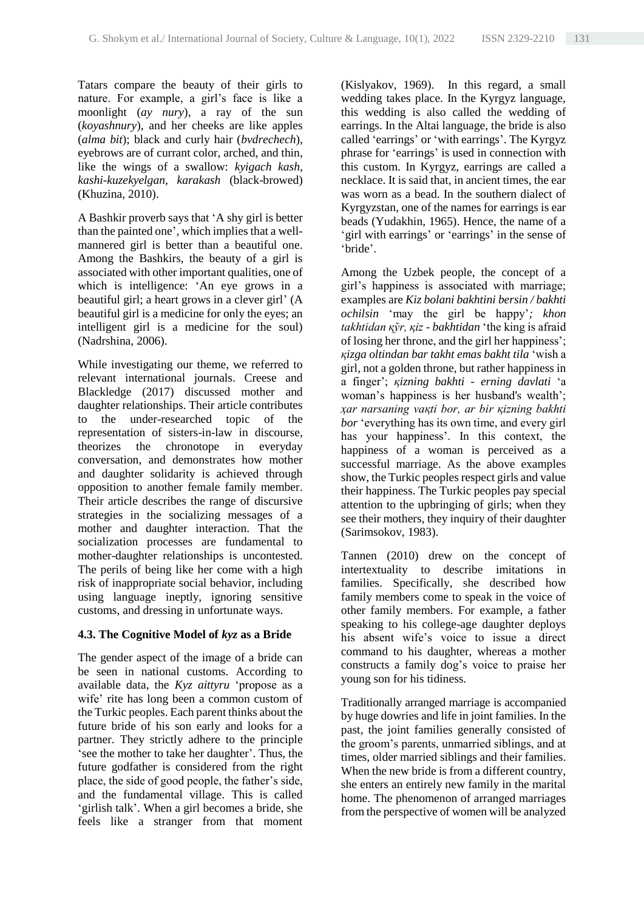Tatars compare the beauty of their girls to nature. For example, a girl's face is like a moonlight (*ay nury*), a ray of the sun (*koyashnury*), and her cheeks are like apples (*alma bit*); black and curly hair (*bvdrechech*), eyebrows are of currant color, arched, and thin, like the wings of a swallow: *kyigach kash*, *kashi-kuzekyelgan*, *karakash* (black-browed) (Khuzina, 2010).

A Bashkir proverb says that 'A shy girl is better than the painted one', which implies that a well-mannered girl is better than a beautiful one. Among the Bashkirs, the beauty of a girl is associated with other important qualities, one of which is intelligence: 'An eye grows in a beautiful girl; a heart grows in a clever girl' (A beautiful girl is a medicine for only the eyes; an intelligent girl is a medicine for the soul) (Nadrshina, 2006).

While investigating our theme, we referred to relevant international journals. Creese and Blackledge (2017) discussed mother and daughter relationships. Their article contributes to the under-researched topic of the representation of sisters-in-law in discourse, theorizes the chronotope in everyday conversation, and demonstrates how mother and daughter solidarity is achieved through opposition to another female family member. Their article describes the range of discursive strategies in the socializing messages of a mother and daughter interaction. That the socialization processes are fundamental to mother-daughter relationships is uncontested. The perils of being like her come with a high risk of inappropriate social behavior, including using language ineptly, ignoring sensitive customs, and dressing in unfortunate ways.

### 4.3. The Cognitive Model of *kyz* as a Bride

The gender aspect of the image of a bride can be seen in national customs. According to available data, the *Kyz aittyru* 'propose as a wife' rite has long been a common custom of the Turkic peoples. Each parent thinks about the future bride of his son early and looks for a partner. They strictly adhere to the principle 'see the mother to take her daughter'. Thus, the future godfather is considered from the right place, the side of good people, the father's side, and the fundamental village. This is called 'girlish talk'. When a girl becomes a bride, she feels like a stranger from that moment (Kislyakov, 1969). In this regard, a small wedding takes place. In the Kyrgyz language, this wedding is also called the wedding of earrings. In the Altai language, the bride is also called 'earrings' or 'with earrings'. The Kyrgyz phrase for 'earrings' is used in connection with this custom. In Kyrgyz, earrings are called a necklace. It is said that, in ancient times, the ear was worn as a bead. In the southern dialect of Kyrgyzstan, one of the names for earrings is ear beads (Yudakhin, 1965). Hence, the name of a 'girl with earrings' or 'earrings' in the sense of 'bride'.

Among the Uzbek people, the concept of a girl's happiness is associated with marriage; examples are *Kiz bolani bakhtini bersin / bakhti ochilsin* 'may the girl be happy'*; khon takhtidan қўr, қiz - bakhtidan* 'the king is afraid of losing her throne, and the girl her happiness'; *қizga oltindan bar takht emas bakht tila* 'wish a girl, not a golden throne, but rather happiness in a finger'; *қizning bakhti - erning davlati* 'a woman's happiness is her husband's wealth'; *ҳar narsaning vaқti bor, ar bir қizning bakhti bor* 'everything has its own time, and every girl has your happiness'. In this context, the happiness of a woman is perceived as a successful marriage. As the above examples show, the Turkic peoples respect girls and value their happiness. The Turkic peoples pay special attention to the upbringing of girls; when they see their mothers, they inquiry of their daughter (Sarimsokov, 1983).

Tannen (2010) drew on the concept of intertextuality to describe imitations in families. Specifically, she described how family members come to speak in the voice of other family members. For example, a father speaking to his college-age daughter deploys his absent wife's voice to issue a direct command to his daughter, whereas a mother constructs a family dog's voice to praise her young son for his tidiness.

Traditionally arranged marriage is accompanied by huge dowries and life in joint families. In the past, the joint families generally consisted of the groom's parents, unmarried siblings, and at times, older married siblings and their families. When the new bride is from a different country, she enters an entirely new family in the marital home. The phenomenon of arranged marriages from the perspective of women will be analyzed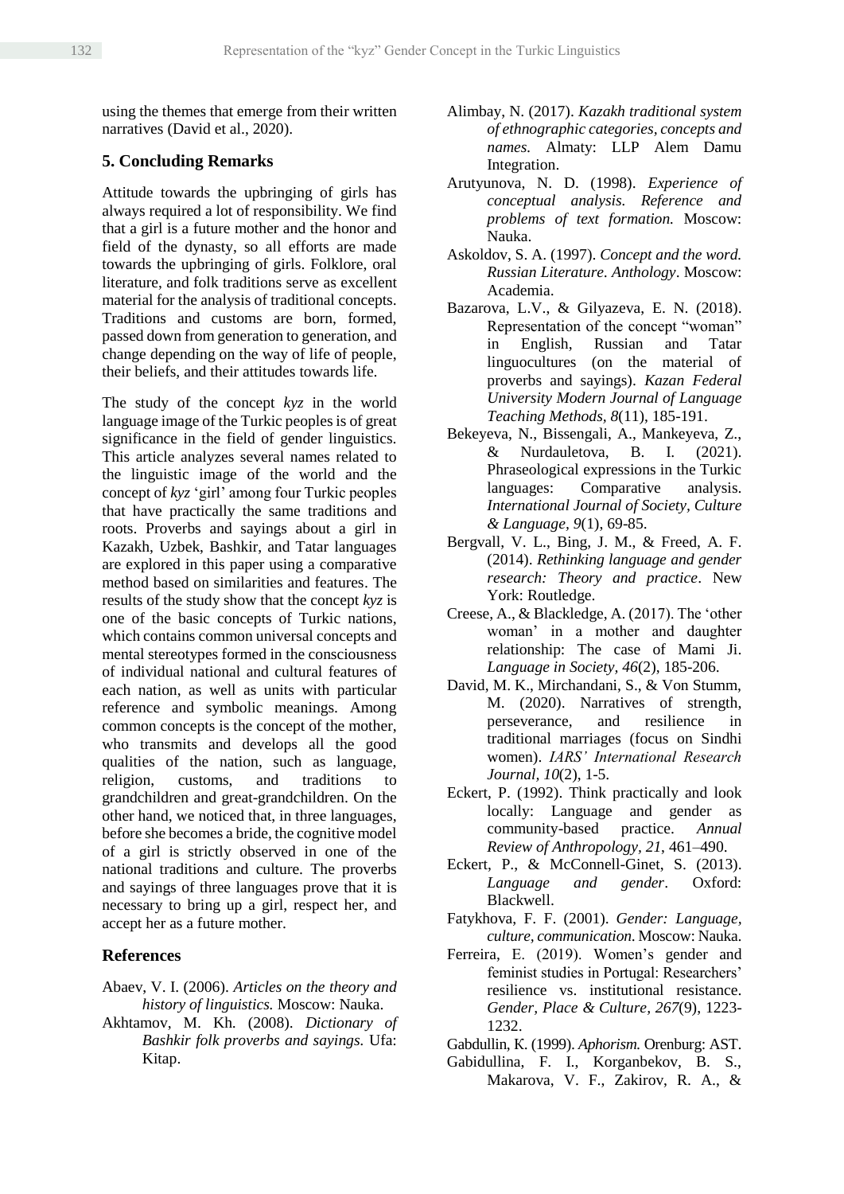using the themes that emerge from their written narratives (David et al., 2020).

## 5. Concluding Remarks

Attitude towards the upbringing of girls has always required a lot of responsibility. We find that a girl is a future mother and the honor and field of the dynasty, so all efforts are made towards the upbringing of girls. Folklore, oral literature, and folk traditions serve as excellent material for the analysis of traditional concepts. Traditions and customs are born, formed, passed down from generation to generation, and change depending on the way of life of people, their beliefs, and their attitudes towards life.

The study of the concept *kyz* in the world language image of the Turkic peoples is of great significance in the field of gender linguistics. This article analyzes several names related to the linguistic image of the world and the concept of *kyz* 'girl' among four Turkic peoples that have practically the same traditions and roots. Proverbs and sayings about a girl in Kazakh, Uzbek, Bashkir, and Tatar languages are explored in this paper using a comparative method based on similarities and features. The results of the study show that the concept *kyz* is one of the basic concepts of Turkic nations, which contains common universal concepts and mental stereotypes formed in the consciousness of individual national and cultural features of each nation, as well as units with particular reference and symbolic meanings. Among common concepts is the concept of the mother, who transmits and develops all the good qualities of the nation, such as language, religion, customs, and traditions to grandchildren and great-grandchildren. On the other hand, we noticed that, in three languages, before she becomes a bride, the cognitive model of a girl is strictly observed in one of the national traditions and culture. The proverbs and sayings of three languages prove that it is necessary to bring up a girl, respect her, and accept her as a future mother.

## References

Abaev, V. I. (2006). *Articles on the theory and history of linguistics.* Moscow: Nauka.

Akhtamov, M. Kh. (2008). *Dictionary of Bashkir folk proverbs and sayings.* Ufa: Kitap.

Alimbay, N. (2017). *Kazakh traditional system of ethnographic categories, concepts and names.* Almaty: LLP Alem Damu Integration.

Arutyunova, N. D. (1998). *Experience of conceptual analysis. Reference and problems of text formation.* Moscow: Nauka.

Askoldov, S. A. (1997). *Concept and the word. Russian Literature. Anthology*. Moscow: Academia.

Bazarova, L.V., & Gilyazeva, E. N. (2018). Representation of the concept "woman" in English, Russian and Tatar linguocultures (on the material of proverbs and sayings). *Kazan Federal University Modern Journal of Language Teaching Methods*, *8*(11), 185-191.

Bekeyeva, N., Bissengali, A., Mankeyeva, Z., & Nurdauletova, B. I. (2021). Phraseological expressions in the Turkic languages: Comparative analysis. *International Journal of Society, Culture & Language, 9*(1), 69-85.

Bergvall, V. L., Bing, J. M., & Freed, A. F. (2014). *Rethinking language and gender research: Theory and practice*. New York: Routledge.

Creese, A., & Blackledge, A. (2017). The 'other woman' in a mother and daughter relationship: The case of Mami Ji. *Language in Society, 46*(2), 185-206.

David, M. K., Mirchandani, S., & Von Stumm, M. (2020). Narratives of strength, perseverance, and resilience in traditional marriages (focus on Sindhi women). *IARS' International Research Journal*, *10*(2), 1-5.

Eckert, P. (1992). Think practically and look locally: Language and gender as community-based practice. *Annual Review of Anthropology, 21*, 461–490.

Eckert, P., & McConnell-Ginet, S. (2013). *Language and gender*. Oxford: Blackwell.

Fatykhova, F. F. (2001). *Gender: Language, culture, communication.* Moscow: Nauka.

Ferreira, E. (2019). Women's gender and feminist studies in Portugal: Researchers' resilience vs. institutional resistance. *Gender, Place & Culture, 267*(9), 1223-1232.

Gabdullin, K. (1999). *Aphorism.* Orenburg: AST.

Gabidullina, F. I., Korganbekov, B. S., Makarova, V. F., Zakirov, R. A., &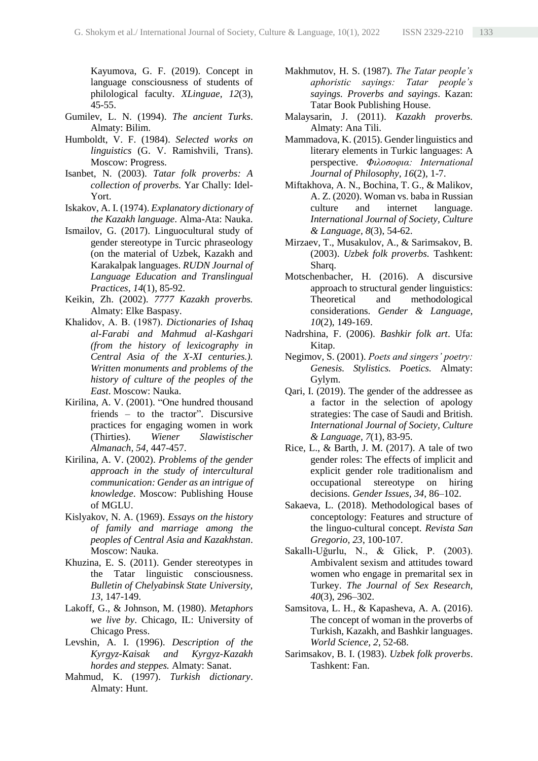Kayumova, G. F. (2019). Concept in language consciousness of students of philological faculty. *XLinguae*, *12*(3), 45-55.

Gumilev, L. N. (1994). *The ancient Turks*. Almaty: Bilim.

Humboldt, V. F. (1984). *Selected works on linguistics* (G. V. Ramishvili, Trans). Moscow: Progress.

Isanbet, N. (2003). *Tatar folk proverbs: A collection of proverbs.* Yar Chally: Idel-Yort.

Iskakov, A. I. (1974). *Explanatory dictionary of the Kazakh language*. Alma-Ata: Nauka.

Ismailov, G. (2017). Linguocultural study of gender stereotype in Turcic phraseology (on the material of Uzbek, Kazakh and Karakalpak languages. *RUDN Journal of Language Education and Translingual Practices*, *14*(1), 85-92.

Keikin, Zh. (2002). *7777 Kazakh proverbs.* Almaty: Elke Baspasy.

Khalidov, A. B. (1987). *Dictionaries of Ishaq al-Farabi and Mahmud al-Kashgari (from the history of lexicography in Central Asia of the X-XI centuries.). Written monuments and problems of the history of culture of the peoples of the East*. Moscow: Nauka.

Kirilina, A. V. (2001). "One hundred thousand friends – to the tractor". Discursive practices for engaging women in work (Thirties). *Wiener Slawistischer Almanach, 54*, 447-457.

Kirilina, A. V. (2002). *Problems of the gender approach in the study of intercultural communication: Gender as an intrigue of knowledge*. Moscow: Publishing House of MGLU.

Kislyakov, N. A. (1969). *Essays on the history of family and marriage among the peoples of Central Asia and Kazakhstan*. Moscow: Nauka.

Khuzina, E. S. (2011). Gender stereotypes in the Tatar linguistic consciousness. *Bulletin of Chelyabinsk State University, 13*, 147-149.

Lakoff, G., & Johnson, M. (1980). *Metaphors we live by*. Chicago, IL: University of Chicago Press.

Levshin, A. I. (1996). *Description of the Kyrgyz-Kaisak and Kyrgyz-Kazakh hordes and steppes.* Almaty: Sanat.

Mahmud, K. (1997). *Turkish dictionary*. Almaty: Hunt.

Makhmutov, H. S. (1987). *The Tatar people's aphoristic sayings: Tatar people's sayings. Proverbs and sayings*. Kazan: Tatar Book Publishing House.

Malaysarin, J. (2011). *Kazakh proverbs.* Almaty: Ana Tili.

Mammadova, K. (2015). Gender linguistics and literary elements in Turkic languages: A perspective. *Φιλοσοφια: International Journal of Philosophy*, *16*(2), 1-7.

Miftakhova, A. N., Bochina, T. G., & Malikov, A. Z. (2020). Woman vs. baba in Russian culture and internet language. *International Journal of Society, Culture & Language, 8*(3), 54-62.

Mirzaev, T., Musakulov, A., & Sarimsakov, B. (2003). *Uzbek folk proverbs.* Tashkent: Sharq.

Motschenbacher, H. (2016). A discursive approach to structural gender linguistics: Theoretical and methodological considerations. *Gender & Language, 10*(2), 149-169.

Nadrshina, F. (2006). *Bashkir folk art*. Ufa: Kitap.

Negimov, S. (2001). *Poets and singers' poetry: Genesis. Stylistics. Poetics.* Almaty: Gylym.

Qari, I. (2019). The gender of the addressee as a factor in the selection of apology strategies: The case of Saudi and British. *International Journal of Society, Culture & Language, 7*(1), 83-95.

Rice, L., & Barth, J. M. (2017). A tale of two gender roles: The effects of implicit and explicit gender role traditionalism and occupational stereotype on hiring decisions. *Gender Issues, 34*, 86–102.

Sakaeva, L. (2018). Methodological bases of conceptology: Features and structure of the linguo-cultural concept. *Revista San Gregorio, 23*, 100-107.

Sakallı-Uğurlu, N., & Glick, P. (2003). Ambivalent sexism and attitudes toward women who engage in premarital sex in Turkey. *The Journal of Sex Research, 40*(3), 296–302.

Samsitova, L. H., & Kapasheva, A. A. (2016). The concept of woman in the proverbs of Turkish, Kazakh, and Bashkir languages. *World Science, 2*, 52-68.

Sarimsakov, B. I. (1983). *Uzbek folk proverbs*. Tashkent: Fan.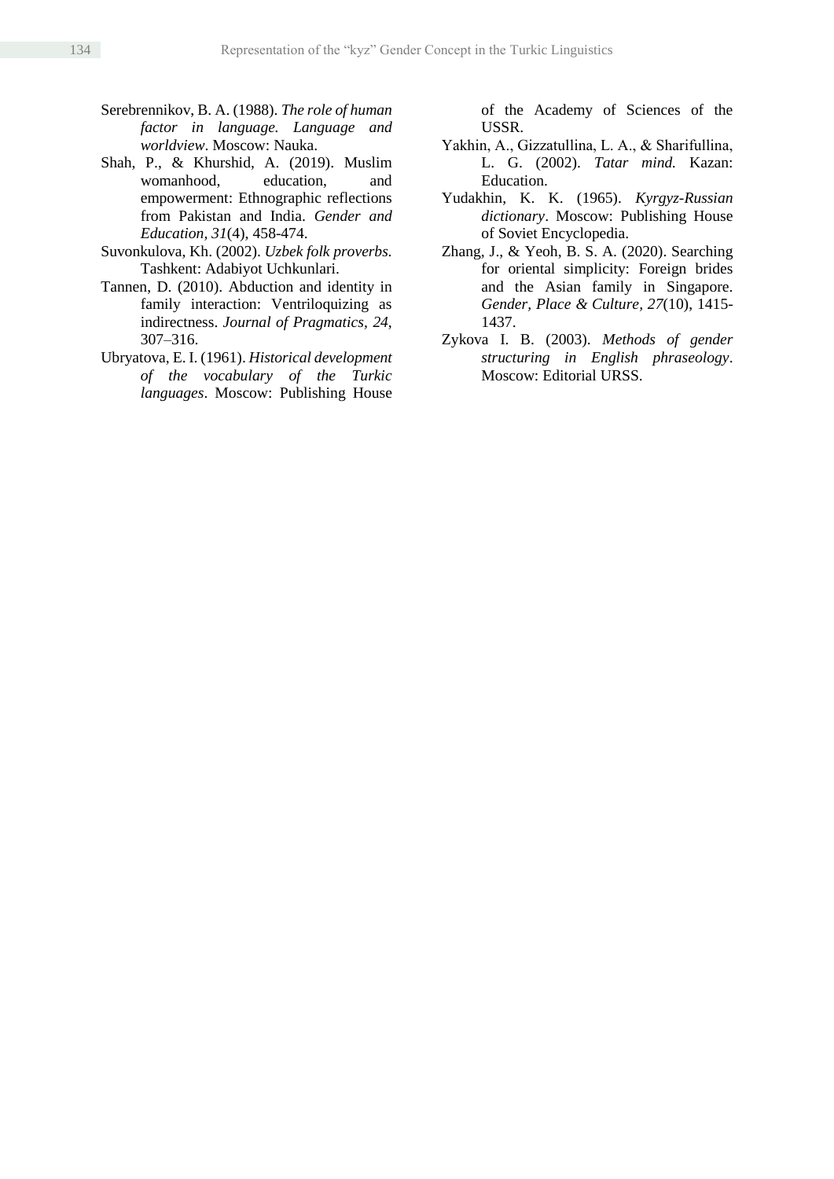Serebrennikov, B. A. (1988). *The role of human factor in language. Language and worldview*. Moscow: Nauka.

Shah, P., & Khurshid, A. (2019). Muslim womanhood, education, and empowerment: Ethnographic reflections from Pakistan and India. *Gender and Education, 31*(4), 458-474.

Suvonkulova, Kh. (2002). *Uzbek folk proverbs.* Tashkent: Adabiyot Uchkunlari.

Tannen, D. (2010). Abduction and identity in family interaction: Ventriloquizing as indirectness. *Journal of Pragmatics, 24*, 307–316.

Ubryatova, E. I. (1961). *Historical development of the vocabulary of the Turkic languages*. Moscow: Publishing House of the Academy of Sciences of the USSR.

Yakhin, A., Gizzatullina, L. A., & Sharifullina, L. G. (2002). *Tatar mind.* Kazan: Education.

Yudakhin, K. K. (1965). *Kyrgyz-Russian dictionary*. Moscow: Publishing House of Soviet Encyclopedia.

Zhang, J., & Yeoh, B. S. A. (2020). Searching for oriental simplicity: Foreign brides and the Asian family in Singapore. *Gender, Place & Culture, 27*(10), 1415-1437.

Zykova I. B. (2003). *Methods of gender structuring in English phraseology*. Moscow: Editorial URSS.